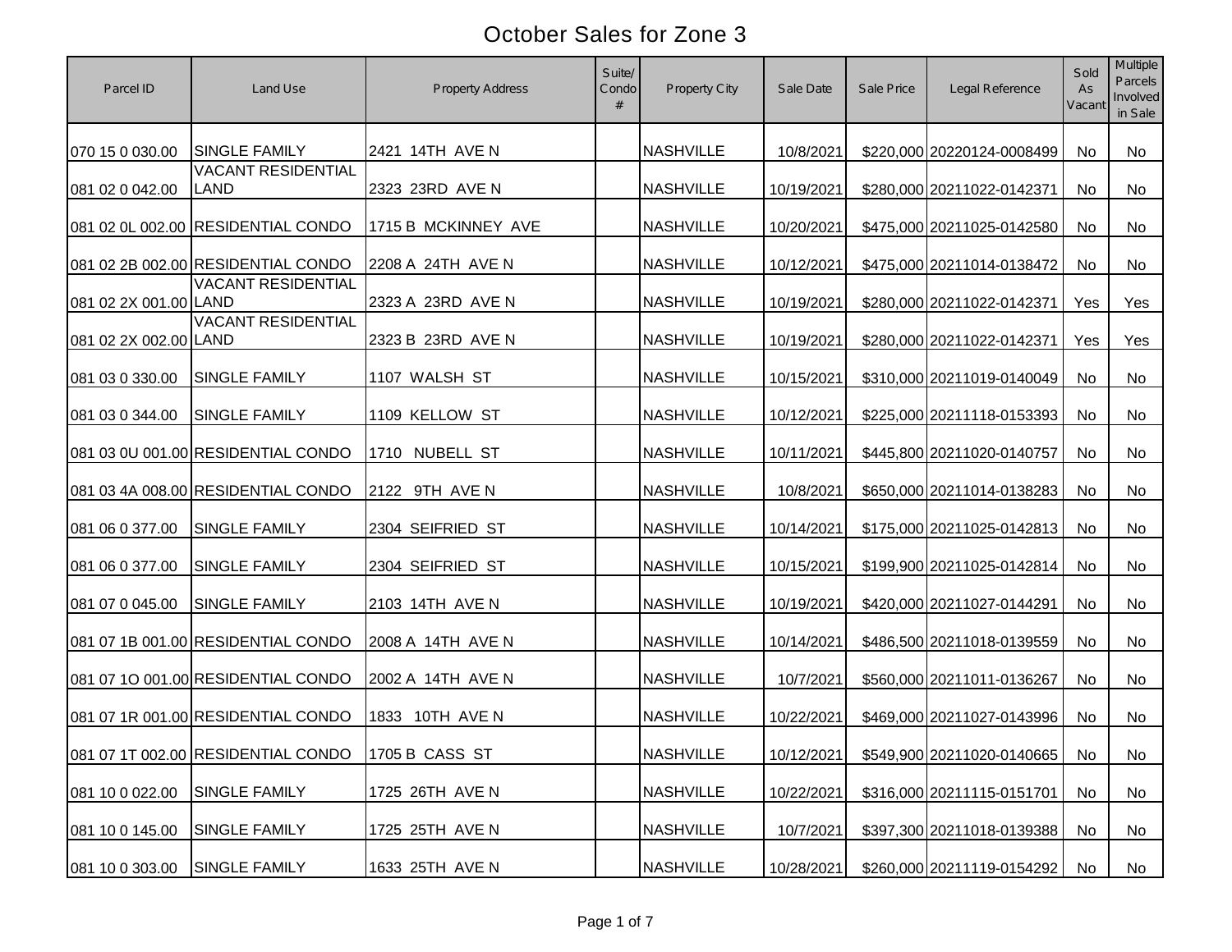# October Sales for Zone 3

| Parcel ID | Land Use | Property Address | Suite/ Condo # | Property City | Sale Date | Sale Price | Legal Reference | Sold As Vacant | Multiple Parcels Involved in Sale |
|---|---|---|---|---|---|---|---|---|---|
| 070 15 0 030.00 | SINGLE FAMILY | 2421 14TH AVE N | | NASHVILLE | 10/8/2021 | $220,000 | 20220124-0008499 | No | No |
| 081 02 0 042.00 | VACANT RESIDENTIAL LAND | 2323 23RD AVE N | | NASHVILLE | 10/19/2021 | $280,000 | 20211022-0142371 | No | No |
| 081 02 0L 002.00 | RESIDENTIAL CONDO | 1715 B MCKINNEY AVE | | NASHVILLE | 10/20/2021 | $475,000 | 20211025-0142580 | No | No |
| 081 02 2B 002.00 | RESIDENTIAL CONDO | 2208 A 24TH AVE N | | NASHVILLE | 10/12/2021 | $475,000 | 20211014-0138472 | No | No |
| 081 02 2X 001.00 | VACANT RESIDENTIAL LAND | 2323 A 23RD AVE N | | NASHVILLE | 10/19/2021 | $280,000 | 20211022-0142371 | Yes | Yes |
| 081 02 2X 002.00 | VACANT RESIDENTIAL LAND | 2323 B 23RD AVE N | | NASHVILLE | 10/19/2021 | $280,000 | 20211022-0142371 | Yes | Yes |
| 081 03 0 330.00 | SINGLE FAMILY | 1107 WALSH ST | | NASHVILLE | 10/15/2021 | $310,000 | 20211019-0140049 | No | No |
| 081 03 0 344.00 | SINGLE FAMILY | 1109 KELLOW ST | | NASHVILLE | 10/12/2021 | $225,000 | 20211118-0153393 | No | No |
| 081 03 0U 001.00 | RESIDENTIAL CONDO | 1710 NUBELL ST | | NASHVILLE | 10/11/2021 | $445,800 | 20211020-0140757 | No | No |
| 081 03 4A 008.00 | RESIDENTIAL CONDO | 2122 9TH AVE N | | NASHVILLE | 10/8/2021 | $650,000 | 20211014-0138283 | No | No |
| 081 06 0 377.00 | SINGLE FAMILY | 2304 SEIFRIED ST | | NASHVILLE | 10/14/2021 | $175,000 | 20211025-0142813 | No | No |
| 081 06 0 377.00 | SINGLE FAMILY | 2304 SEIFRIED ST | | NASHVILLE | 10/15/2021 | $199,900 | 20211025-0142814 | No | No |
| 081 07 0 045.00 | SINGLE FAMILY | 2103 14TH AVE N | | NASHVILLE | 10/19/2021 | $420,000 | 20211027-0144291 | No | No |
| 081 07 1B 001.00 | RESIDENTIAL CONDO | 2008 A 14TH AVE N | | NASHVILLE | 10/14/2021 | $486,500 | 20211018-0139559 | No | No |
| 081 07 1O 001.00 | RESIDENTIAL CONDO | 2002 A 14TH AVE N | | NASHVILLE | 10/7/2021 | $560,000 | 20211011-0136267 | No | No |
| 081 07 1R 001.00 | RESIDENTIAL CONDO | 1833 10TH AVE N | | NASHVILLE | 10/22/2021 | $469,000 | 20211027-0143996 | No | No |
| 081 07 1T 002.00 | RESIDENTIAL CONDO | 1705 B CASS ST | | NASHVILLE | 10/12/2021 | $549,900 | 20211020-0140665 | No | No |
| 081 10 0 022.00 | SINGLE FAMILY | 1725 26TH AVE N | | NASHVILLE | 10/22/2021 | $316,000 | 20211115-0151701 | No | No |
| 081 10 0 145.00 | SINGLE FAMILY | 1725 25TH AVE N | | NASHVILLE | 10/7/2021 | $397,300 | 20211018-0139388 | No | No |
| 081 10 0 303.00 | SINGLE FAMILY | 1633 25TH AVE N | | NASHVILLE | 10/28/2021 | $260,000 | 20211119-0154292 | No | No |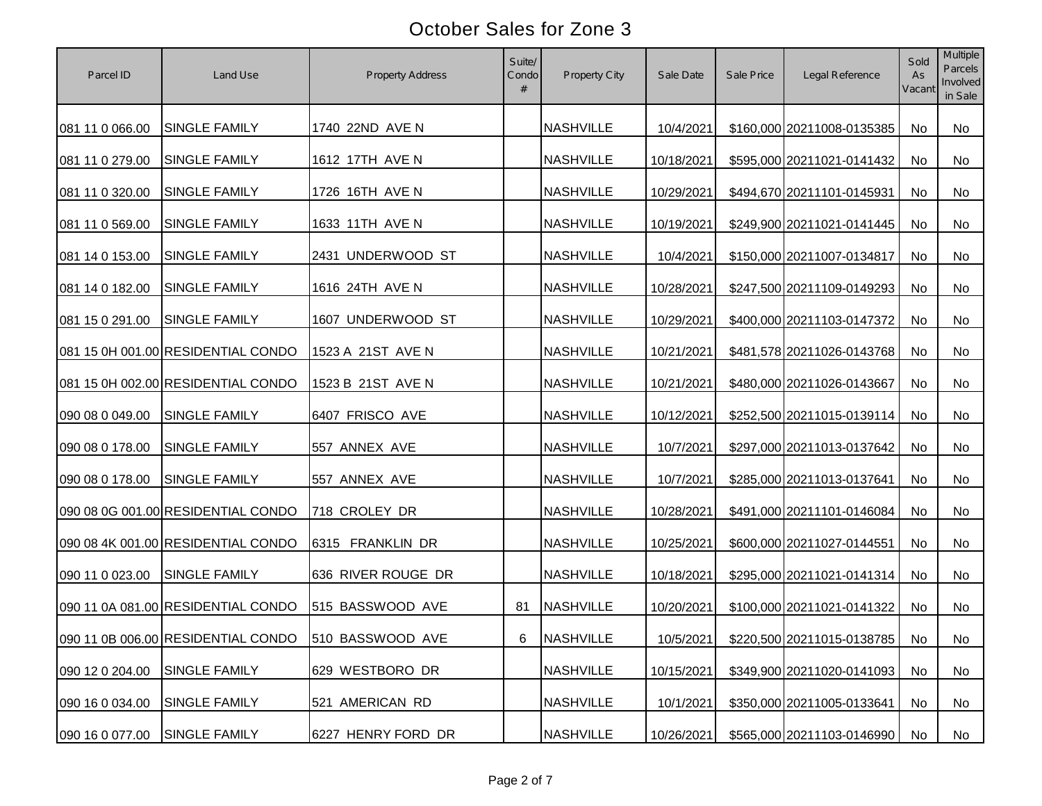# October Sales for Zone 3

| Parcel ID | Land Use | Property Address | Suite/ Condo # | Property City | Sale Date | Sale Price | Legal Reference | Sold As Vacant | Multiple Parcels Involved in Sale |
|---|---|---|---|---|---|---|---|---|---|
| 081 11 0 066.00 | SINGLE FAMILY | 1740 22ND AVE N | | NASHVILLE | 10/4/2021 | $160,000 | 20211008-0135385 | No | No |
| 081 11 0 279.00 | SINGLE FAMILY | 1612 17TH AVE N | | NASHVILLE | 10/18/2021 | $595,000 | 20211021-0141432 | No | No |
| 081 11 0 320.00 | SINGLE FAMILY | 1726 16TH AVE N | | NASHVILLE | 10/29/2021 | $494,670 | 20211101-0145931 | No | No |
| 081 11 0 569.00 | SINGLE FAMILY | 1633 11TH AVE N | | NASHVILLE | 10/19/2021 | $249,900 | 20211021-0141445 | No | No |
| 081 14 0 153.00 | SINGLE FAMILY | 2431 UNDERWOOD ST | | NASHVILLE | 10/4/2021 | $150,000 | 20211007-0134817 | No | No |
| 081 14 0 182.00 | SINGLE FAMILY | 1616 24TH AVE N | | NASHVILLE | 10/28/2021 | $247,500 | 20211109-0149293 | No | No |
| 081 15 0 291.00 | SINGLE FAMILY | 1607 UNDERWOOD ST | | NASHVILLE | 10/29/2021 | $400,000 | 20211103-0147372 | No | No |
| 081 15 0H 001.00 | RESIDENTIAL CONDO | 1523 A 21ST AVE N | | NASHVILLE | 10/21/2021 | $481,578 | 20211026-0143768 | No | No |
| 081 15 0H 002.00 | RESIDENTIAL CONDO | 1523 B 21ST AVE N | | NASHVILLE | 10/21/2021 | $480,000 | 20211026-0143667 | No | No |
| 090 08 0 049.00 | SINGLE FAMILY | 6407 FRISCO AVE | | NASHVILLE | 10/12/2021 | $252,500 | 20211015-0139114 | No | No |
| 090 08 0 178.00 | SINGLE FAMILY | 557 ANNEX AVE | | NASHVILLE | 10/7/2021 | $297,000 | 20211013-0137642 | No | No |
| 090 08 0 178.00 | SINGLE FAMILY | 557 ANNEX AVE | | NASHVILLE | 10/7/2021 | $285,000 | 20211013-0137641 | No | No |
| 090 08 0G 001.00 | RESIDENTIAL CONDO | 718 CROLEY DR | | NASHVILLE | 10/28/2021 | $491,000 | 20211101-0146084 | No | No |
| 090 08 4K 001.00 | RESIDENTIAL CONDO | 6315 FRANKLIN DR | | NASHVILLE | 10/25/2021 | $600,000 | 20211027-0144551 | No | No |
| 090 11 0 023.00 | SINGLE FAMILY | 636 RIVER ROUGE DR | | NASHVILLE | 10/18/2021 | $295,000 | 20211021-0141314 | No | No |
| 090 11 0A 081.00 | RESIDENTIAL CONDO | 515 BASSWOOD AVE | 81 | NASHVILLE | 10/20/2021 | $100,000 | 20211021-0141322 | No | No |
| 090 11 0B 006.00 | RESIDENTIAL CONDO | 510 BASSWOOD AVE | 6 | NASHVILLE | 10/5/2021 | $220,500 | 20211015-0138785 | No | No |
| 090 12 0 204.00 | SINGLE FAMILY | 629 WESTBORO DR | | NASHVILLE | 10/15/2021 | $349,900 | 20211020-0141093 | No | No |
| 090 16 0 034.00 | SINGLE FAMILY | 521 AMERICAN RD | | NASHVILLE | 10/1/2021 | $350,000 | 20211005-0133641 | No | No |
| 090 16 0 077.00 | SINGLE FAMILY | 6227 HENRY FORD DR | | NASHVILLE | 10/26/2021 | $565,000 | 20211103-0146990 | No | No |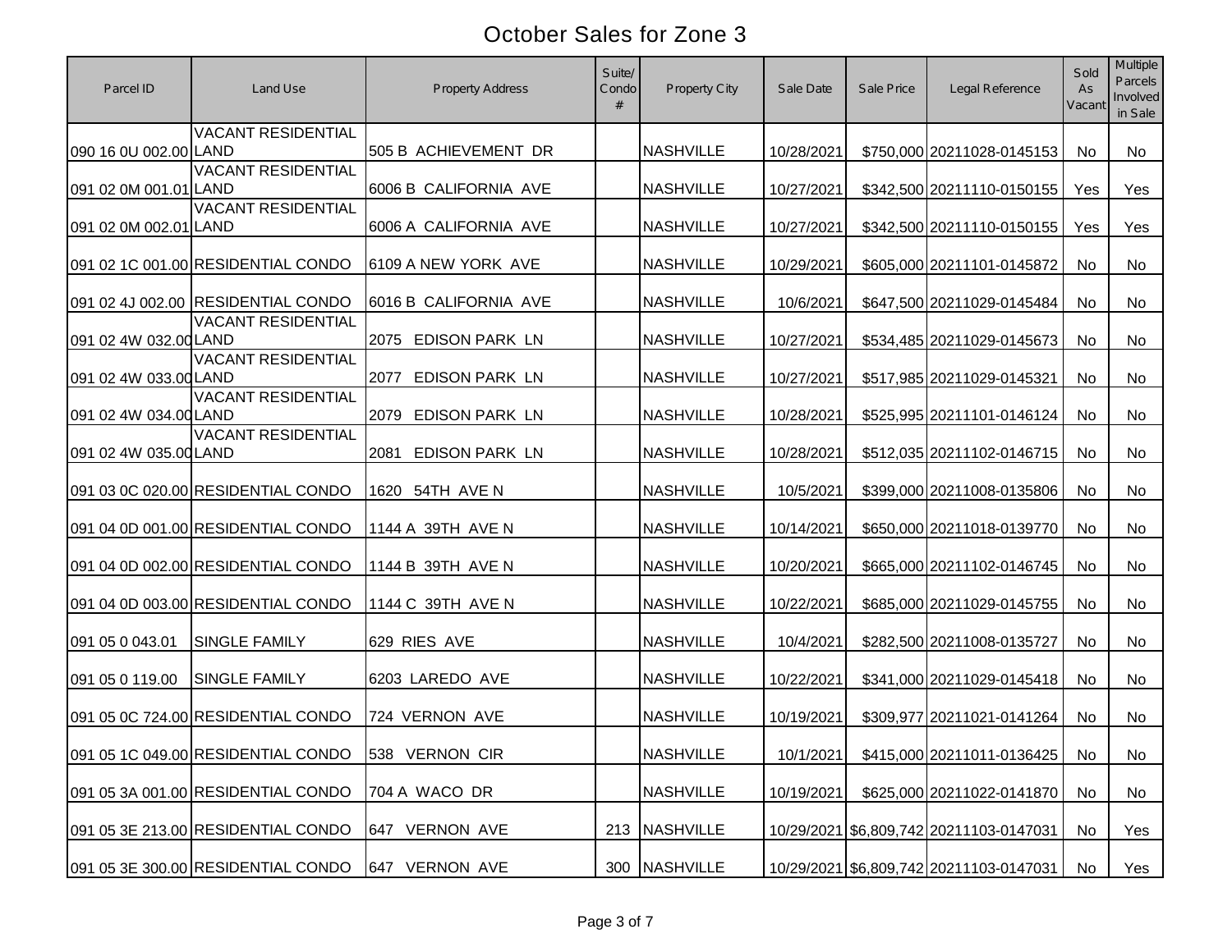# October Sales for Zone 3

| Parcel ID | Land Use | Property Address | Suite/ Condo # | Property City | Sale Date | Sale Price | Legal Reference | Sold As Vacant | Multiple Parcels Involved in Sale |
|---|---|---|---|---|---|---|---|---|---|
| 090 16 0U 002.00 | VACANT RESIDENTIAL LAND | 505 B ACHIEVEMENT DR | | NASHVILLE | 10/28/2021 | $750,000 | 20211028-0145153 | No | No |
| 091 02 0M 001.01 | VACANT RESIDENTIAL LAND | 6006 B CALIFORNIA AVE | | NASHVILLE | 10/27/2021 | $342,500 | 20211110-0150155 | Yes | Yes |
| 091 02 0M 002.01 | VACANT RESIDENTIAL LAND | 6006 A CALIFORNIA AVE | | NASHVILLE | 10/27/2021 | $342,500 | 20211110-0150155 | Yes | Yes |
| 091 02 1C 001.00 | RESIDENTIAL CONDO | 6109 A NEW YORK AVE | | NASHVILLE | 10/29/2021 | $605,000 | 20211101-0145872 | No | No |
| 091 02 4J 002.00 | RESIDENTIAL CONDO | 6016 B CALIFORNIA AVE | | NASHVILLE | 10/6/2021 | $647,500 | 20211029-0145484 | No | No |
| 091 02 4W 032.00 | VACANT RESIDENTIAL LAND | 2075 EDISON PARK LN | | NASHVILLE | 10/27/2021 | $534,485 | 20211029-0145673 | No | No |
| 091 02 4W 033.00 | VACANT RESIDENTIAL LAND | 2077 EDISON PARK LN | | NASHVILLE | 10/27/2021 | $517,985 | 20211029-0145321 | No | No |
| 091 02 4W 034.00 | VACANT RESIDENTIAL LAND | 2079 EDISON PARK LN | | NASHVILLE | 10/28/2021 | $525,995 | 20211101-0146124 | No | No |
| 091 02 4W 035.00 | VACANT RESIDENTIAL LAND | 2081 EDISON PARK LN | | NASHVILLE | 10/28/2021 | $512,035 | 20211102-0146715 | No | No |
| 091 03 0C 020.00 | RESIDENTIAL CONDO | 1620 54TH AVE N | | NASHVILLE | 10/5/2021 | $399,000 | 20211008-0135806 | No | No |
| 091 04 0D 001.00 | RESIDENTIAL CONDO | 1144 A 39TH AVE N | | NASHVILLE | 10/14/2021 | $650,000 | 20211018-0139770 | No | No |
| 091 04 0D 002.00 | RESIDENTIAL CONDO | 1144 B 39TH AVE N | | NASHVILLE | 10/20/2021 | $665,000 | 20211102-0146745 | No | No |
| 091 04 0D 003.00 | RESIDENTIAL CONDO | 1144 C 39TH AVE N | | NASHVILLE | 10/22/2021 | $685,000 | 20211029-0145755 | No | No |
| 091 05 0 043.01 | SINGLE FAMILY | 629 RIES AVE | | NASHVILLE | 10/4/2021 | $282,500 | 20211008-0135727 | No | No |
| 091 05 0 119.00 | SINGLE FAMILY | 6203 LAREDO AVE | | NASHVILLE | 10/22/2021 | $341,000 | 20211029-0145418 | No | No |
| 091 05 0C 724.00 | RESIDENTIAL CONDO | 724 VERNON AVE | | NASHVILLE | 10/19/2021 | $309,977 | 20211021-0141264 | No | No |
| 091 05 1C 049.00 | RESIDENTIAL CONDO | 538 VERNON CIR | | NASHVILLE | 10/1/2021 | $415,000 | 20211011-0136425 | No | No |
| 091 05 3A 001.00 | RESIDENTIAL CONDO | 704 A WACO DR | | NASHVILLE | 10/19/2021 | $625,000 | 20211022-0141870 | No | No |
| 091 05 3E 213.00 | RESIDENTIAL CONDO | 647 VERNON AVE | 213 | NASHVILLE | 10/29/2021 | $6,809,742 | 20211103-0147031 | No | Yes |
| 091 05 3E 300.00 | RESIDENTIAL CONDO | 647 VERNON AVE | 300 | NASHVILLE | 10/29/2021 | $6,809,742 | 20211103-0147031 | No | Yes |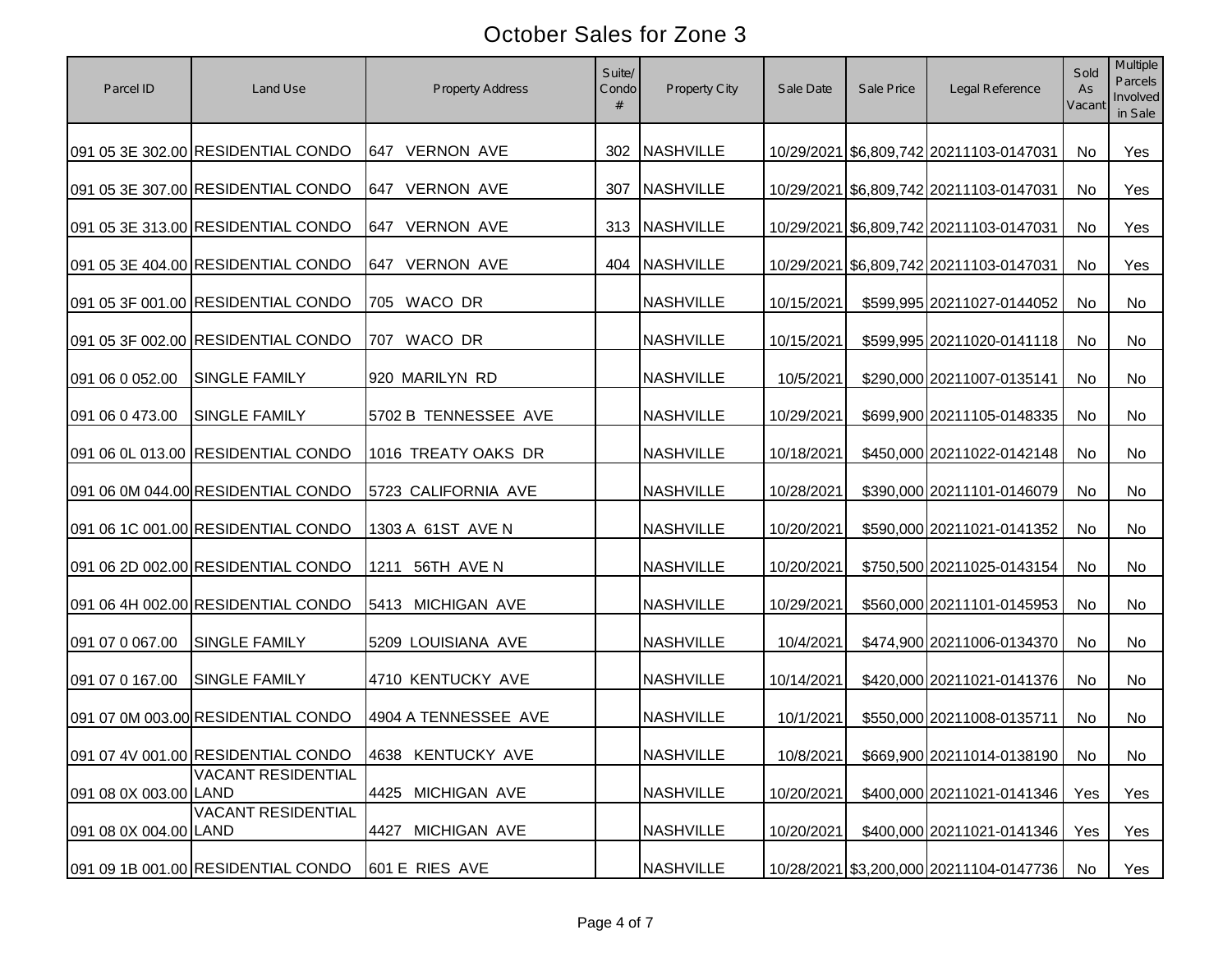# October Sales for Zone 3

| Parcel ID | Land Use | Property Address | Suite/ Condo # | Property City | Sale Date | Sale Price | Legal Reference | Sold As Vacant | Multiple Parcels Involved in Sale |
|---|---|---|---|---|---|---|---|---|---|
| 091 05 3E 302.00 | RESIDENTIAL CONDO | 647 VERNON AVE | 302 | NASHVILLE | 10/29/2021 | $6,809,742 | 20211103-0147031 | No | Yes |
| 091 05 3E 307.00 | RESIDENTIAL CONDO | 647 VERNON AVE | 307 | NASHVILLE | 10/29/2021 | $6,809,742 | 20211103-0147031 | No | Yes |
| 091 05 3E 313.00 | RESIDENTIAL CONDO | 647 VERNON AVE | 313 | NASHVILLE | 10/29/2021 | $6,809,742 | 20211103-0147031 | No | Yes |
| 091 05 3E 404.00 | RESIDENTIAL CONDO | 647 VERNON AVE | 404 | NASHVILLE | 10/29/2021 | $6,809,742 | 20211103-0147031 | No | Yes |
| 091 05 3F 001.00 | RESIDENTIAL CONDO | 705 WACO DR | | NASHVILLE | 10/15/2021 | $599,995 | 20211027-0144052 | No | No |
| 091 05 3F 002.00 | RESIDENTIAL CONDO | 707 WACO DR | | NASHVILLE | 10/15/2021 | $599,995 | 20211020-0141118 | No | No |
| 091 06 0 052.00 | SINGLE FAMILY | 920 MARILYN RD | | NASHVILLE | 10/5/2021 | $290,000 | 20211007-0135141 | No | No |
| 091 06 0 473.00 | SINGLE FAMILY | 5702 B TENNESSEE AVE | | NASHVILLE | 10/29/2021 | $699,900 | 20211105-0148335 | No | No |
| 091 06 0L 013.00 | RESIDENTIAL CONDO | 1016 TREATY OAKS DR | | NASHVILLE | 10/18/2021 | $450,000 | 20211022-0142148 | No | No |
| 091 06 0M 044.00 | RESIDENTIAL CONDO | 5723 CALIFORNIA AVE | | NASHVILLE | 10/28/2021 | $390,000 | 20211101-0146079 | No | No |
| 091 06 1C 001.00 | RESIDENTIAL CONDO | 1303 A 61ST AVE N | | NASHVILLE | 10/20/2021 | $590,000 | 20211021-0141352 | No | No |
| 091 06 2D 002.00 | RESIDENTIAL CONDO | 1211 56TH AVE N | | NASHVILLE | 10/20/2021 | $750,500 | 20211025-0143154 | No | No |
| 091 06 4H 002.00 | RESIDENTIAL CONDO | 5413 MICHIGAN AVE | | NASHVILLE | 10/29/2021 | $560,000 | 20211101-0145953 | No | No |
| 091 07 0 067.00 | SINGLE FAMILY | 5209 LOUISIANA AVE | | NASHVILLE | 10/4/2021 | $474,900 | 20211006-0134370 | No | No |
| 091 07 0 167.00 | SINGLE FAMILY | 4710 KENTUCKY AVE | | NASHVILLE | 10/14/2021 | $420,000 | 20211021-0141376 | No | No |
| 091 07 0M 003.00 | RESIDENTIAL CONDO | 4904 A TENNESSEE AVE | | NASHVILLE | 10/1/2021 | $550,000 | 20211008-0135711 | No | No |
| 091 07 4V 001.00 | RESIDENTIAL CONDO | 4638 KENTUCKY AVE | | NASHVILLE | 10/8/2021 | $669,900 | 20211014-0138190 | No | No |
| 091 08 0X 003.00 | VACANT RESIDENTIAL LAND | 4425 MICHIGAN AVE | | NASHVILLE | 10/20/2021 | $400,000 | 20211021-0141346 | Yes | Yes |
| 091 08 0X 004.00 | VACANT RESIDENTIAL LAND | 4427 MICHIGAN AVE | | NASHVILLE | 10/20/2021 | $400,000 | 20211021-0141346 | Yes | Yes |
| 091 09 1B 001.00 | RESIDENTIAL CONDO | 601 E RIES AVE | | NASHVILLE | 10/28/2021 | $3,200,000 | 20211104-0147736 | No | Yes |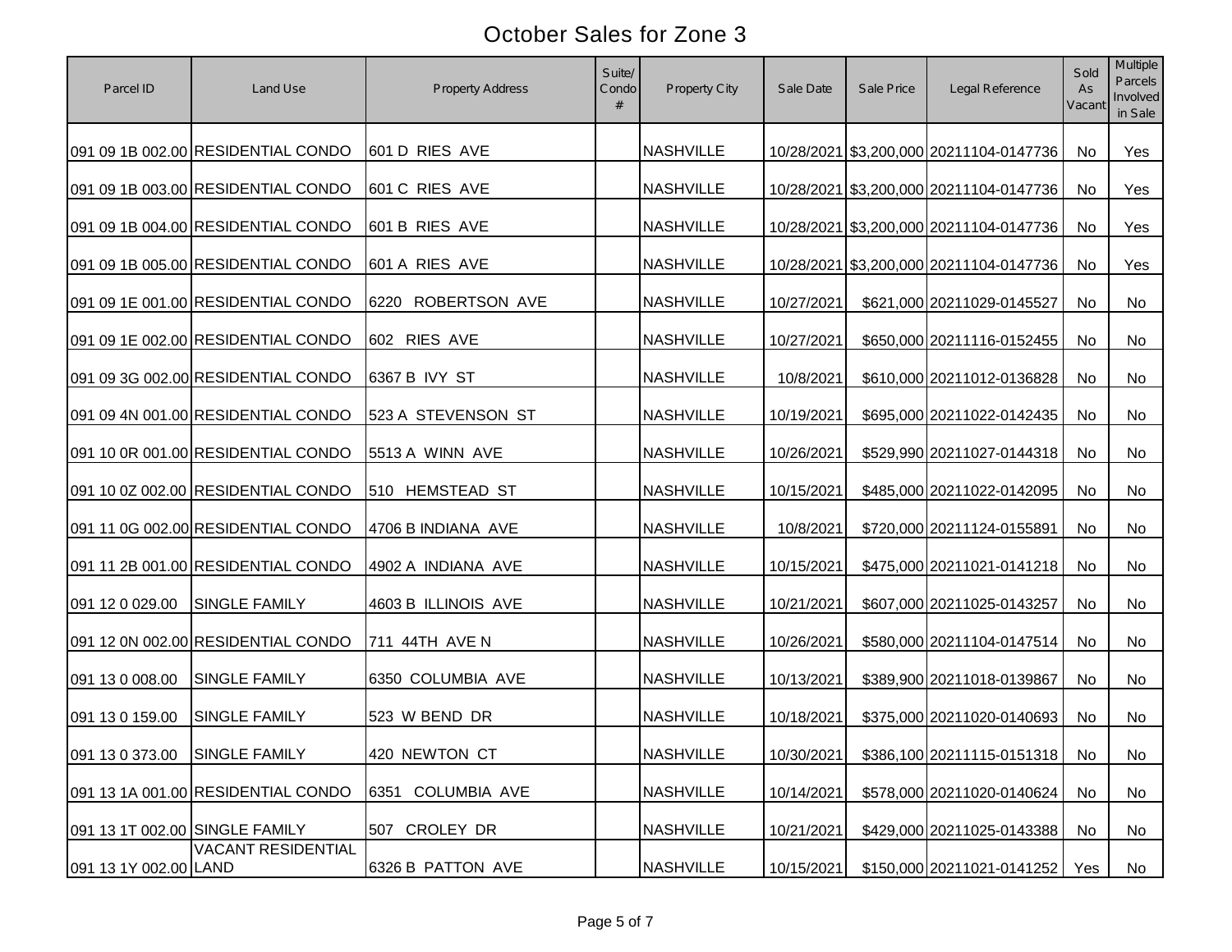# October Sales for Zone 3

| Parcel ID | Land Use | Property Address | Suite/ Condo # | Property City | Sale Date | Sale Price | Legal Reference | Sold As Vacant | Multiple Parcels Involved in Sale |
|---|---|---|---|---|---|---|---|---|---|
| 091 09 1B 002.00 | RESIDENTIAL CONDO | 601 D RIES AVE | | NASHVILLE | 10/28/2021 | $3,200,000 | 20211104-0147736 | No | Yes |
| 091 09 1B 003.00 | RESIDENTIAL CONDO | 601 C RIES AVE | | NASHVILLE | 10/28/2021 | $3,200,000 | 20211104-0147736 | No | Yes |
| 091 09 1B 004.00 | RESIDENTIAL CONDO | 601 B RIES AVE | | NASHVILLE | 10/28/2021 | $3,200,000 | 20211104-0147736 | No | Yes |
| 091 09 1B 005.00 | RESIDENTIAL CONDO | 601 A RIES AVE | | NASHVILLE | 10/28/2021 | $3,200,000 | 20211104-0147736 | No | Yes |
| 091 09 1E 001.00 | RESIDENTIAL CONDO | 6220 ROBERTSON AVE | | NASHVILLE | 10/27/2021 | $621,000 | 20211029-0145527 | No | No |
| 091 09 1E 002.00 | RESIDENTIAL CONDO | 602 RIES AVE | | NASHVILLE | 10/27/2021 | $650,000 | 20211116-0152455 | No | No |
| 091 09 3G 002.00 | RESIDENTIAL CONDO | 6367 B IVY ST | | NASHVILLE | 10/8/2021 | $610,000 | 20211012-0136828 | No | No |
| 091 09 4N 001.00 | RESIDENTIAL CONDO | 523 A STEVENSON ST | | NASHVILLE | 10/19/2021 | $695,000 | 20211022-0142435 | No | No |
| 091 10 0R 001.00 | RESIDENTIAL CONDO | 5513 A WINN AVE | | NASHVILLE | 10/26/2021 | $529,990 | 20211027-0144318 | No | No |
| 091 10 0Z 002.00 | RESIDENTIAL CONDO | 510 HEMSTEAD ST | | NASHVILLE | 10/15/2021 | $485,000 | 20211022-0142095 | No | No |
| 091 11 0G 002.00 | RESIDENTIAL CONDO | 4706 B INDIANA AVE | | NASHVILLE | 10/8/2021 | $720,000 | 20211124-0155891 | No | No |
| 091 11 2B 001.00 | RESIDENTIAL CONDO | 4902 A INDIANA AVE | | NASHVILLE | 10/15/2021 | $475,000 | 20211021-0141218 | No | No |
| 091 12 0 029.00 | SINGLE FAMILY | 4603 B ILLINOIS AVE | | NASHVILLE | 10/21/2021 | $607,000 | 20211025-0143257 | No | No |
| 091 12 0N 002.00 | RESIDENTIAL CONDO | 711 44TH AVE N | | NASHVILLE | 10/26/2021 | $580,000 | 20211104-0147514 | No | No |
| 091 13 0 008.00 | SINGLE FAMILY | 6350 COLUMBIA AVE | | NASHVILLE | 10/13/2021 | $389,900 | 20211018-0139867 | No | No |
| 091 13 0 159.00 | SINGLE FAMILY | 523 W BEND DR | | NASHVILLE | 10/18/2021 | $375,000 | 20211020-0140693 | No | No |
| 091 13 0 373.00 | SINGLE FAMILY | 420 NEWTON CT | | NASHVILLE | 10/30/2021 | $386,100 | 20211115-0151318 | No | No |
| 091 13 1A 001.00 | RESIDENTIAL CONDO | 6351 COLUMBIA AVE | | NASHVILLE | 10/14/2021 | $578,000 | 20211020-0140624 | No | No |
| 091 13 1T 002.00 | SINGLE FAMILY | 507 CROLEY DR | | NASHVILLE | 10/21/2021 | $429,000 | 20211025-0143388 | No | No |
| 091 13 1Y 002.00 | VACANT RESIDENTIAL LAND | 6326 B PATTON AVE | | NASHVILLE | 10/15/2021 | $150,000 | 20211021-0141252 | Yes | No |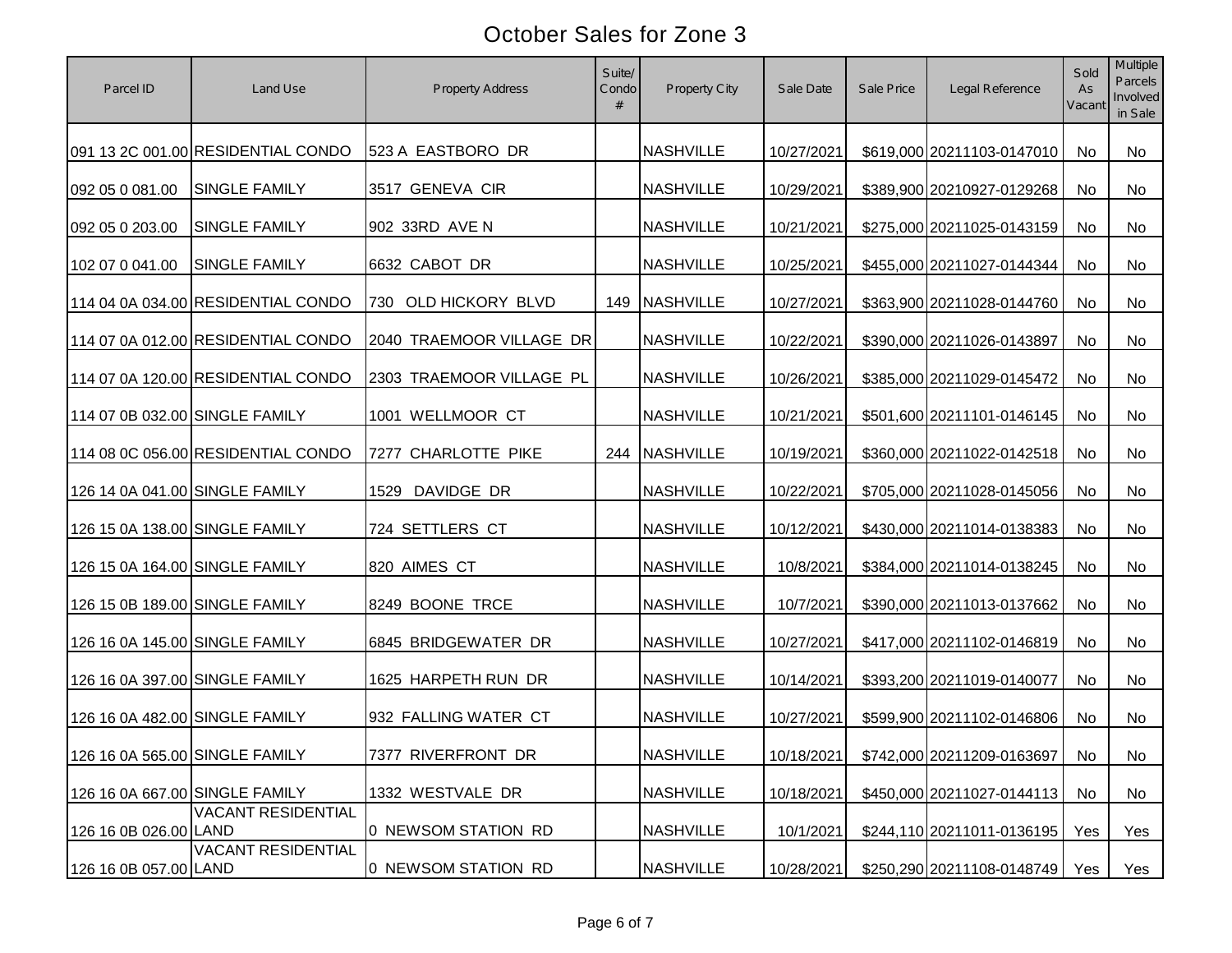# October Sales for Zone 3

| Parcel ID | Land Use | Property Address | Suite/ Condo # | Property City | Sale Date | Sale Price | Legal Reference | Sold As Vacant | Multiple Parcels Involved in Sale |
|---|---|---|---|---|---|---|---|---|---|
| 091 13 2C 001.00 | RESIDENTIAL CONDO | 523 A EASTBORO DR | | NASHVILLE | 10/27/2021 | $619,000 | 20211103-0147010 | No | No |
| 092 05 0 081.00 | SINGLE FAMILY | 3517 GENEVA CIR | | NASHVILLE | 10/29/2021 | $389,900 | 20210927-0129268 | No | No |
| 092 05 0 203.00 | SINGLE FAMILY | 902 33RD AVE N | | NASHVILLE | 10/21/2021 | $275,000 | 20211025-0143159 | No | No |
| 102 07 0 041.00 | SINGLE FAMILY | 6632 CABOT DR | | NASHVILLE | 10/25/2021 | $455,000 | 20211027-0144344 | No | No |
| 114 04 0A 034.00 | RESIDENTIAL CONDO | 730 OLD HICKORY BLVD | 149 | NASHVILLE | 10/27/2021 | $363,900 | 20211028-0144760 | No | No |
| 114 07 0A 012.00 | RESIDENTIAL CONDO | 2040 TRAEMOOR VILLAGE DR | | NASHVILLE | 10/22/2021 | $390,000 | 20211026-0143897 | No | No |
| 114 07 0A 120.00 | RESIDENTIAL CONDO | 2303 TRAEMOOR VILLAGE PL | | NASHVILLE | 10/26/2021 | $385,000 | 20211029-0145472 | No | No |
| 114 07 0B 032.00 | SINGLE FAMILY | 1001 WELLMOOR CT | | NASHVILLE | 10/21/2021 | $501,600 | 20211101-0146145 | No | No |
| 114 08 0C 056.00 | RESIDENTIAL CONDO | 7277 CHARLOTTE PIKE | 244 | NASHVILLE | 10/19/2021 | $360,000 | 20211022-0142518 | No | No |
| 126 14 0A 041.00 | SINGLE FAMILY | 1529 DAVIDGE DR | | NASHVILLE | 10/22/2021 | $705,000 | 20211028-0145056 | No | No |
| 126 15 0A 138.00 | SINGLE FAMILY | 724 SETTLERS CT | | NASHVILLE | 10/12/2021 | $430,000 | 20211014-0138383 | No | No |
| 126 15 0A 164.00 | SINGLE FAMILY | 820 AIMES CT | | NASHVILLE | 10/8/2021 | $384,000 | 20211014-0138245 | No | No |
| 126 15 0B 189.00 | SINGLE FAMILY | 8249 BOONE TRCE | | NASHVILLE | 10/7/2021 | $390,000 | 20211013-0137662 | No | No |
| 126 16 0A 145.00 | SINGLE FAMILY | 6845 BRIDGEWATER DR | | NASHVILLE | 10/27/2021 | $417,000 | 20211102-0146819 | No | No |
| 126 16 0A 397.00 | SINGLE FAMILY | 1625 HARPETH RUN DR | | NASHVILLE | 10/14/2021 | $393,200 | 20211019-0140077 | No | No |
| 126 16 0A 482.00 | SINGLE FAMILY | 932 FALLING WATER CT | | NASHVILLE | 10/27/2021 | $599,900 | 20211102-0146806 | No | No |
| 126 16 0A 565.00 | SINGLE FAMILY | 7377 RIVERFRONT DR | | NASHVILLE | 10/18/2021 | $742,000 | 20211209-0163697 | No | No |
| 126 16 0A 667.00 | SINGLE FAMILY | 1332 WESTVALE DR | | NASHVILLE | 10/18/2021 | $450,000 | 20211027-0144113 | No | No |
| 126 16 0B 026.00 | VACANT RESIDENTIAL LAND | 0 NEWSOM STATION RD | | NASHVILLE | 10/1/2021 | $244,110 | 20211011-0136195 | Yes | Yes |
| 126 16 0B 057.00 | VACANT RESIDENTIAL LAND | 0 NEWSOM STATION RD | | NASHVILLE | 10/28/2021 | $250,290 | 20211108-0148749 | Yes | Yes |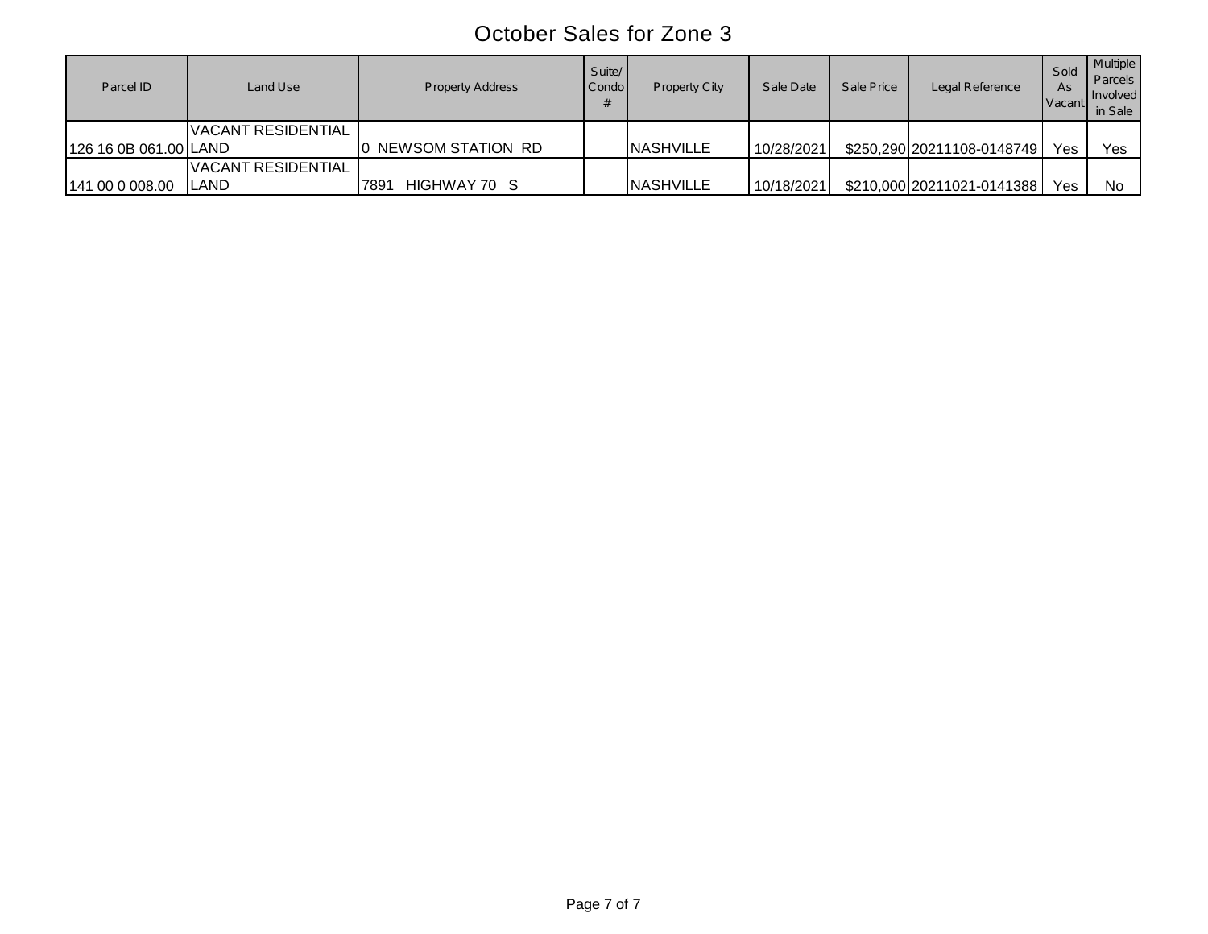# October Sales for Zone 3

| Parcel ID | Land Use | Property Address | Suite/ Condo # | Property City | Sale Date | Sale Price | Legal Reference | Sold As Vacant | Multiple Parcels Involved in Sale |
|---|---|---|---|---|---|---|---|---|---|
| 126 16 0B 061.00 | VACANT RESIDENTIAL LAND | 0 NEWSOM STATION RD | | NASHVILLE | 10/28/2021 | $250,290 | 20211108-0148749 | Yes | Yes |
| 141 00 0 008.00 | VACANT RESIDENTIAL LAND | 7891 HIGHWAY 70 S | | NASHVILLE | 10/18/2021 | $210,000 | 20211021-0141388 | Yes | No |